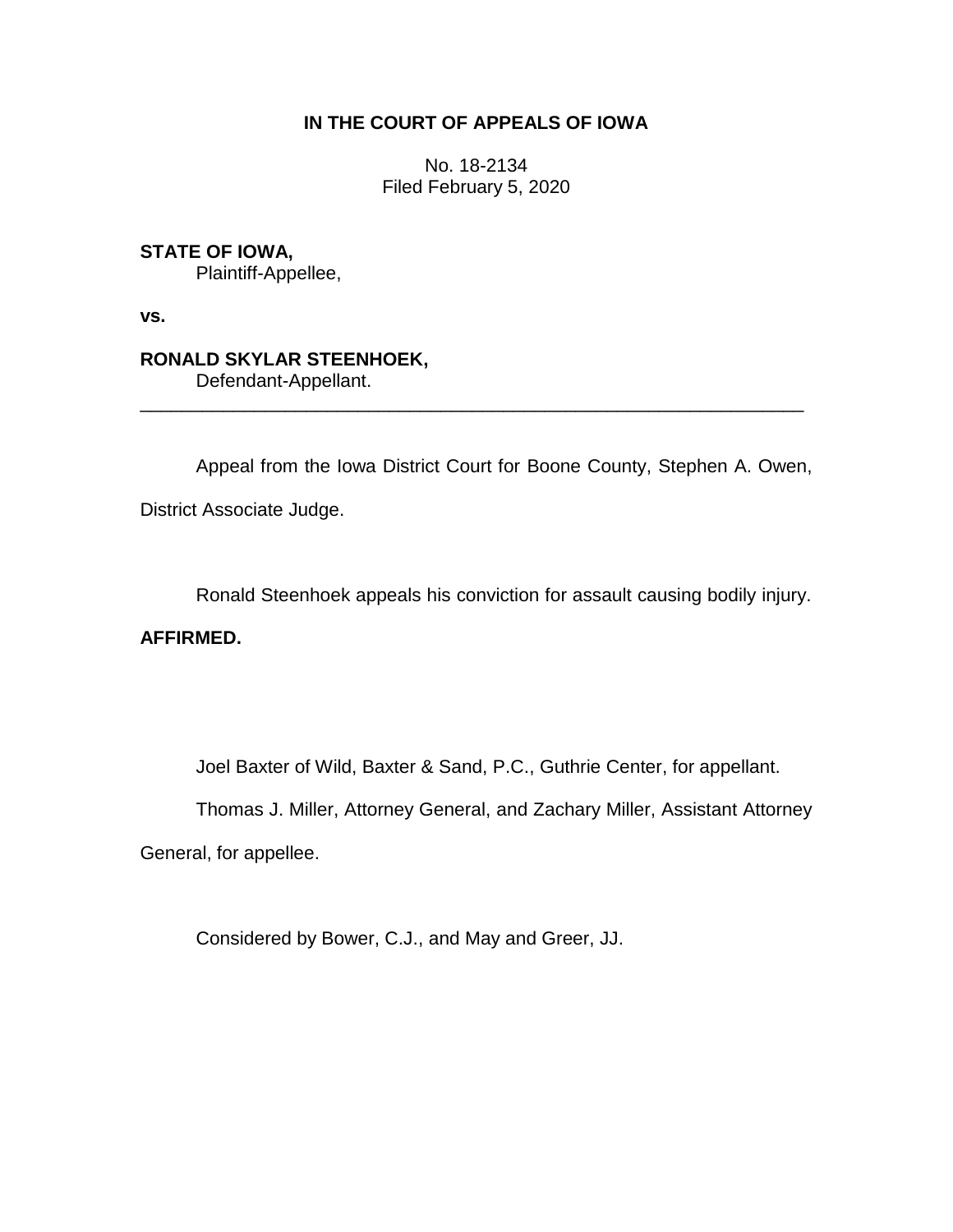**IN THE COURT OF APPEALS OF IOWA**

No. 18-2134
Filed February 5, 2020

**STATE OF IOWA,**
Plaintiff-Appellee,

**vs.**

**RONALD SKYLAR STEENHOEK,**
Defendant-Appellant.

---

Appeal from the Iowa District Court for Boone County, Stephen A. Owen, District Associate Judge.

Ronald Steenhoek appeals his conviction for assault causing bodily injury.

**AFFIRMED.**

Joel Baxter of Wild, Baxter & Sand, P.C., Guthrie Center, for appellant.

Thomas J. Miller, Attorney General, and Zachary Miller, Assistant Attorney General, for appellee.

Considered by Bower, C.J., and May and Greer, JJ.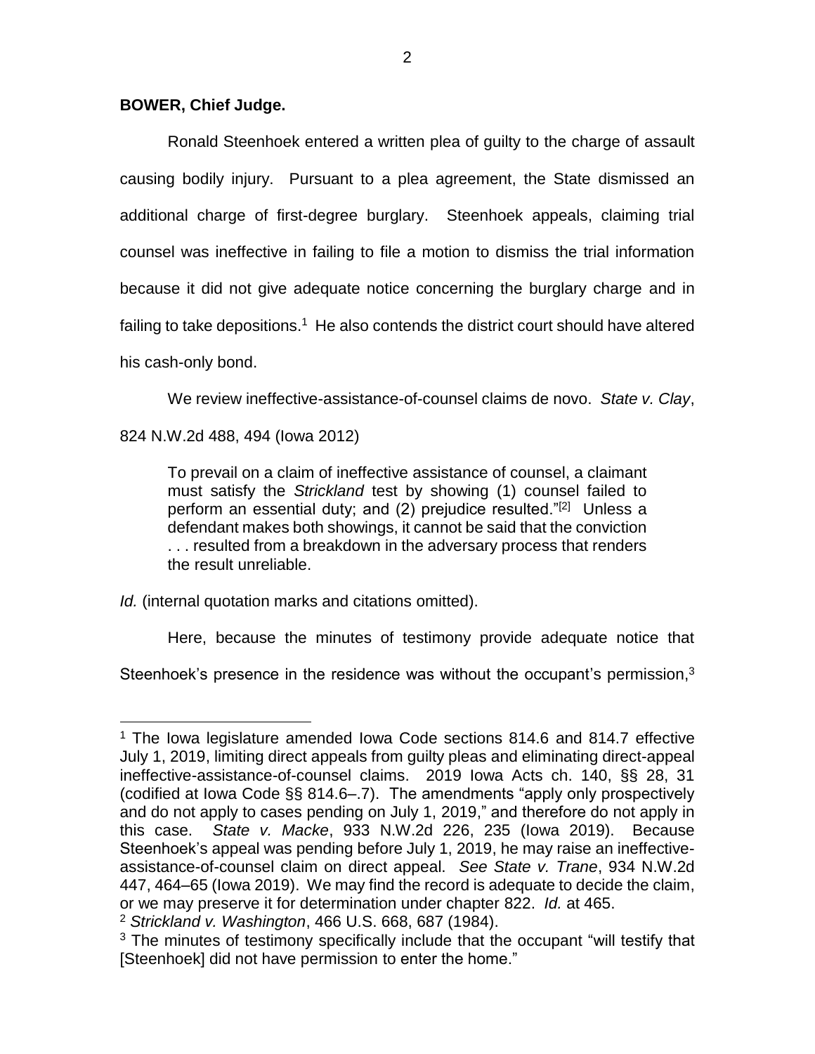**BOWER, Chief Judge.**

Ronald Steenhoek entered a written plea of guilty to the charge of assault causing bodily injury. Pursuant to a plea agreement, the State dismissed an additional charge of first-degree burglary. Steenhoek appeals, claiming trial counsel was ineffective in failing to file a motion to dismiss the trial information because it did not give adequate notice concerning the burglary charge and in failing to take depositions.[1] He also contends the district court should have altered his cash-only bond.

We review ineffective-assistance-of-counsel claims de novo. *State v. Clay*, 824 N.W.2d 488, 494 (Iowa 2012)

> To prevail on a claim of ineffective assistance of counsel, a claimant must satisfy the *Strickland* test by showing (1) counsel failed to perform an essential duty; and (2) prejudice resulted."[2] Unless a defendant makes both showings, it cannot be said that the conviction . . . resulted from a breakdown in the adversary process that renders the result unreliable.

*Id.* (internal quotation marks and citations omitted).

Here, because the minutes of testimony provide adequate notice that Steenhoek's presence in the residence was without the occupant's permission,[3]

---

[1] The Iowa legislature amended Iowa Code sections 814.6 and 814.7 effective July 1, 2019, limiting direct appeals from guilty pleas and eliminating direct-appeal ineffective-assistance-of-counsel claims. 2019 Iowa Acts ch. 140, §§ 28, 31 (codified at Iowa Code §§ 814.6–.7). The amendments "apply only prospectively and do not apply to cases pending on July 1, 2019," and therefore do not apply in this case. *State v. Macke*, 933 N.W.2d 226, 235 (Iowa 2019). Because Steenhoek's appeal was pending before July 1, 2019, he may raise an ineffective-assistance-of-counsel claim on direct appeal. *See State v. Trane*, 934 N.W.2d 447, 464–65 (Iowa 2019). We may find the record is adequate to decide the claim, or we may preserve it for determination under chapter 822. *Id.* at 465.

[2] *Strickland v. Washington*, 466 U.S. 668, 687 (1984).

[3] The minutes of testimony specifically include that the occupant "will testify that [Steenhoek] did not have permission to enter the home."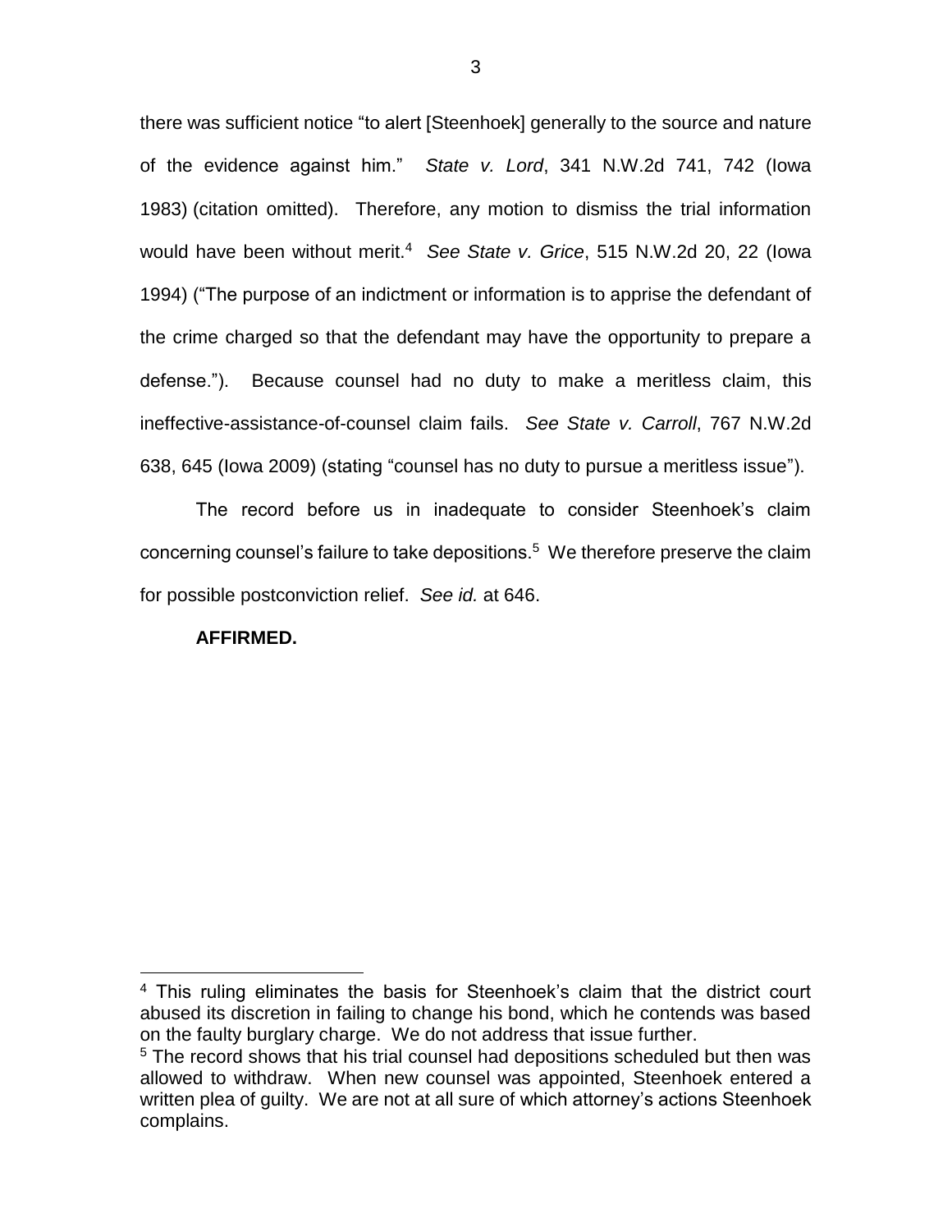there was sufficient notice "to alert [Steenhoek] generally to the source and nature of the evidence against him." *State v. Lord*, 341 N.W.2d 741, 742 (Iowa 1983) (citation omitted). Therefore, any motion to dismiss the trial information would have been without merit.[4] *See State v. Grice*, 515 N.W.2d 20, 22 (Iowa 1994) ("The purpose of an indictment or information is to apprise the defendant of the crime charged so that the defendant may have the opportunity to prepare a defense."). Because counsel had no duty to make a meritless claim, this ineffective-assistance-of-counsel claim fails. *See State v. Carroll*, 767 N.W.2d 638, 645 (Iowa 2009) (stating "counsel has no duty to pursue a meritless issue").

The record before us in inadequate to consider Steenhoek's claim concerning counsel's failure to take depositions.[5] We therefore preserve the claim for possible postconviction relief. *See id.* at 646.

**AFFIRMED.**

---

[4] This ruling eliminates the basis for Steenhoek's claim that the district court abused its discretion in failing to change his bond, which he contends was based on the faulty burglary charge. We do not address that issue further.

[5] The record shows that his trial counsel had depositions scheduled but then was allowed to withdraw. When new counsel was appointed, Steenhoek entered a written plea of guilty. We are not at all sure of which attorney's actions Steenhoek complains.